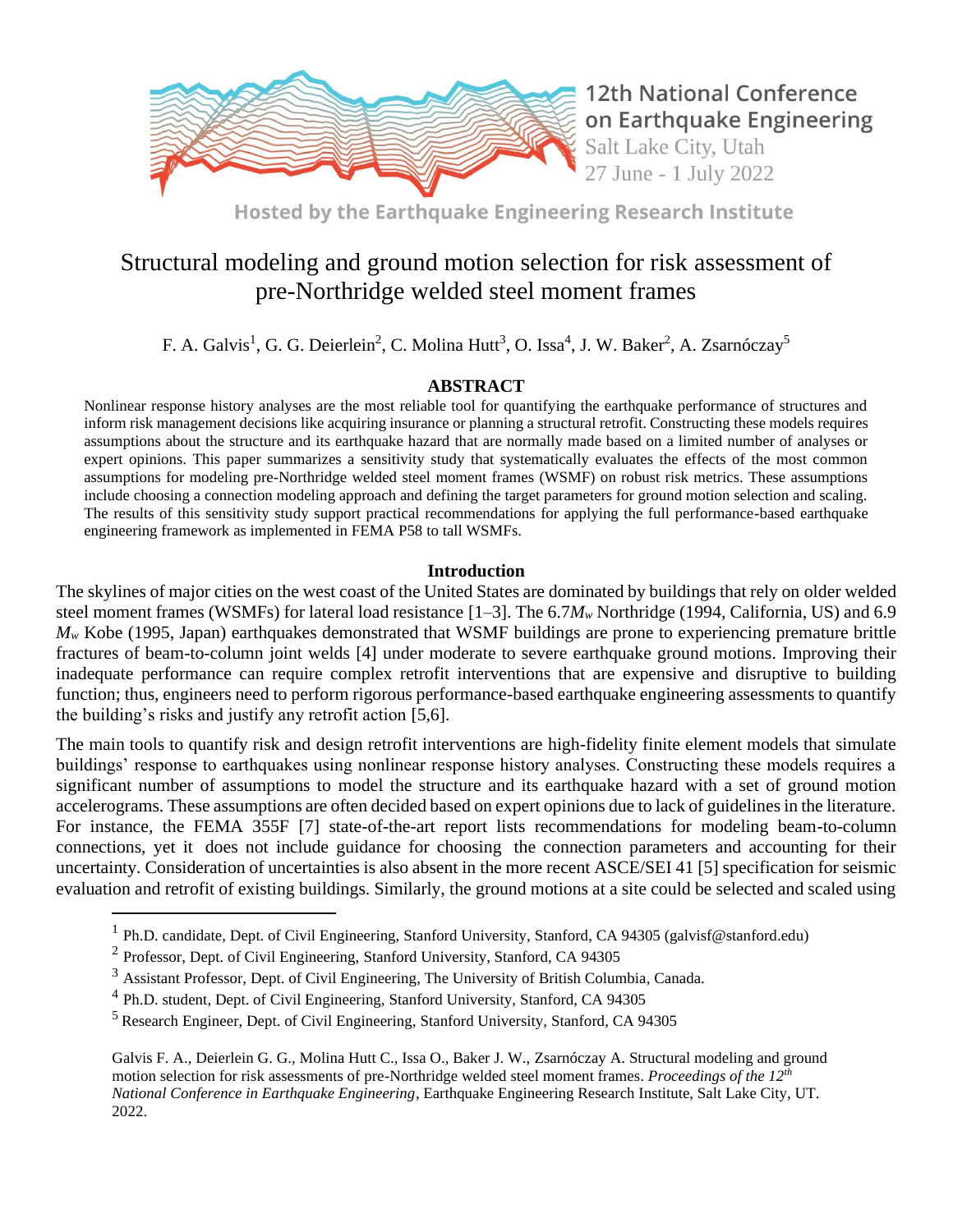12th National Conference on Earthquake Engineering
Salt Lake City, Utah
27 June - 1 July 2022

Hosted by the Earthquake Engineering Research Institute

# Structural modeling and ground motion selection for risk assessment of pre-Northridge welded steel moment frames

F. A. Galvis[1], G. G. Deierlein[2], C. Molina Hutt[3], O. Issa[4], J. W. Baker[2], A. Zsarnóczay[5]

## ABSTRACT

Nonlinear response history analyses are the most reliable tool for quantifying the earthquake performance of structures and inform risk management decisions like acquiring insurance or planning a structural retrofit. Constructing these models requires assumptions about the structure and its earthquake hazard that are normally made based on a limited number of analyses or expert opinions. This paper summarizes a sensitivity study that systematically evaluates the effects of the most common assumptions for modeling pre-Northridge welded steel moment frames (WSMF) on robust risk metrics. These assumptions include choosing a connection modeling approach and defining the target parameters for ground motion selection and scaling. The results of this sensitivity study support practical recommendations for applying the full performance-based earthquake engineering framework as implemented in FEMA P58 to tall WSMFs.

## Introduction

The skylines of major cities on the west coast of the United States are dominated by buildings that rely on older welded steel moment frames (WSMFs) for lateral load resistance [1–3]. The 6.7$M_w$ Northridge (1994, California, US) and 6.9 $M_w$ Kobe (1995, Japan) earthquakes demonstrated that WSMF buildings are prone to experiencing premature brittle fractures of beam-to-column joint welds [4] under moderate to severe earthquake ground motions. Improving their inadequate performance can require complex retrofit interventions that are expensive and disruptive to building function; thus, engineers need to perform rigorous performance-based earthquake engineering assessments to quantify the building's risks and justify any retrofit action [5,6].

The main tools to quantify risk and design retrofit interventions are high-fidelity finite element models that simulate buildings' response to earthquakes using nonlinear response history analyses. Constructing these models requires a significant number of assumptions to model the structure and its earthquake hazard with a set of ground motion accelerograms. These assumptions are often decided based on expert opinions due to lack of guidelines in the literature. For instance, the FEMA 355F [7] state-of-the-art report lists recommendations for modeling beam-to-column connections, yet it does not include guidance for choosing the connection parameters and accounting for their uncertainty. Consideration of uncertainties is also absent in the more recent ASCE/SEI 41 [5] specification for seismic evaluation and retrofit of existing buildings. Similarly, the ground motions at a site could be selected and scaled using

---

[1] Ph.D. candidate, Dept. of Civil Engineering, Stanford University, Stanford, CA 94305 (galvisf@stanford.edu)

[2] Professor, Dept. of Civil Engineering, Stanford University, Stanford, CA 94305

[3] Assistant Professor, Dept. of Civil Engineering, The University of British Columbia, Canada.

[4] Ph.D. student, Dept. of Civil Engineering, Stanford University, Stanford, CA 94305

[5] Research Engineer, Dept. of Civil Engineering, Stanford University, Stanford, CA 94305

Galvis F. A., Deierlein G. G., Molina Hutt C., Issa O., Baker J. W., Zsarnóczay A. Structural modeling and ground motion selection for risk assessments of pre-Northridge welded steel moment frames. *Proceedings of the 12th National Conference in Earthquake Engineering*, Earthquake Engineering Research Institute, Salt Lake City, UT. 2022.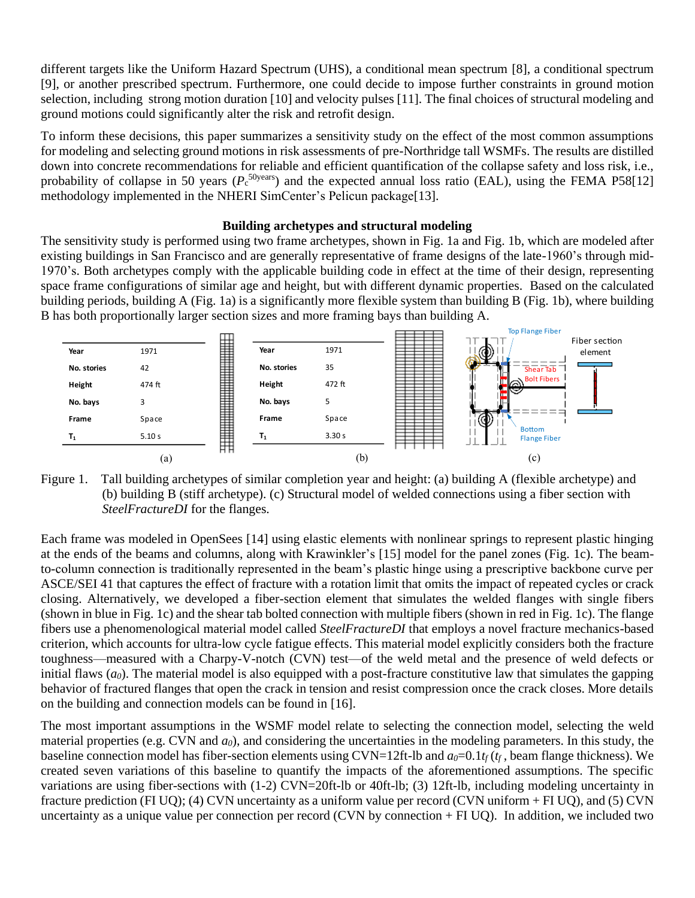different targets like the Uniform Hazard Spectrum (UHS), a conditional mean spectrum [8], a conditional spectrum [9], or another prescribed spectrum. Furthermore, one could decide to impose further constraints in ground motion selection, including strong motion duration [10] and velocity pulses [11]. The final choices of structural modeling and ground motions could significantly alter the risk and retrofit design.

To inform these decisions, this paper summarizes a sensitivity study on the effect of the most common assumptions for modeling and selecting ground motions in risk assessments of pre-Northridge tall WSMFs. The results are distilled down into concrete recommendations for reliable and efficient quantification of the collapse safety and loss risk, i.e., probability of collapse in 50 years ($P_c^{50years}$) and the expected annual loss ratio (EAL), using the FEMA P58[12] methodology implemented in the NHERI SimCenter's Pelicun package[13].

## Building archetypes and structural modeling

The sensitivity study is performed using two frame archetypes, shown in Fig. 1a and Fig. 1b, which are modeled after existing buildings in San Francisco and are generally representative of frame designs of the late-1960's through mid-1970's. Both archetypes comply with the applicable building code in effect at the time of their design, representing space frame configurations of similar age and height, but with different dynamic properties. Based on the calculated building periods, building A (Fig. 1a) is a significantly more flexible system than building B (Fig. 1b), where building B has both proportionally larger section sizes and more framing bays than building A.

(a)

| Year | 1971 |
|---|---|
| No. stories | 42 |
| Height | 474 ft |
| No. bays | 3 |
| Frame | Space |
| $T_1$ | 5.10 s |

(b)

| Year | 1971 |
|---|---|
| No. stories | 35 |
| Height | 472 ft |
| No. bays | 5 |
| Frame | Space |
| $T_1$ | 3.30 s |

(c) Top Flange Fiber; Shear Tab Bolt Fibers; Bottom Flange Fiber; Fiber section element

Figure 1. Tall building archetypes of similar completion year and height: (a) building A (flexible archetype) and (b) building B (stiff archetype). (c) Structural model of welded connections using a fiber section with *SteelFractureDI* for the flanges.

Each frame was modeled in OpenSees [14] using elastic elements with nonlinear springs to represent plastic hinging at the ends of the beams and columns, along with Krawinkler's [15] model for the panel zones (Fig. 1c). The beam-to-column connection is traditionally represented in the beam's plastic hinge using a prescriptive backbone curve per ASCE/SEI 41 that captures the effect of fracture with a rotation limit that omits the impact of repeated cycles or crack closing. Alternatively, we developed a fiber-section element that simulates the welded flanges with single fibers (shown in blue in Fig. 1c) and the shear tab bolted connection with multiple fibers (shown in red in Fig. 1c). The flange fibers use a phenomenological material model called *SteelFractureDI* that employs a novel fracture mechanics-based criterion, which accounts for ultra-low cycle fatigue effects. This material model explicitly considers both the fracture toughness—measured with a Charpy-V-notch (CVN) test—of the weld metal and the presence of weld defects or initial flaws ($a_0$). The material model is also equipped with a post-fracture constitutive law that simulates the gapping behavior of fractured flanges that open the crack in tension and resist compression once the crack closes. More details on the building and connection models can be found in [16].

The most important assumptions in the WSMF model relate to selecting the connection model, selecting the weld material properties (e.g. CVN and $a_0$), and considering the uncertainties in the modeling parameters. In this study, the baseline connection model has fiber-section elements using CVN=12ft-lb and $a_0$=0.1$t_f$ ($t_f$, beam flange thickness). We created seven variations of this baseline to quantify the impacts of the aforementioned assumptions. The specific variations are using fiber-sections with (1-2) CVN=20ft-lb or 40ft-lb; (3) 12ft-lb, including modeling uncertainty in fracture prediction (FI UQ); (4) CVN uncertainty as a uniform value per record (CVN uniform + FI UQ), and (5) CVN uncertainty as a unique value per connection per record (CVN by connection + FI UQ). In addition, we included two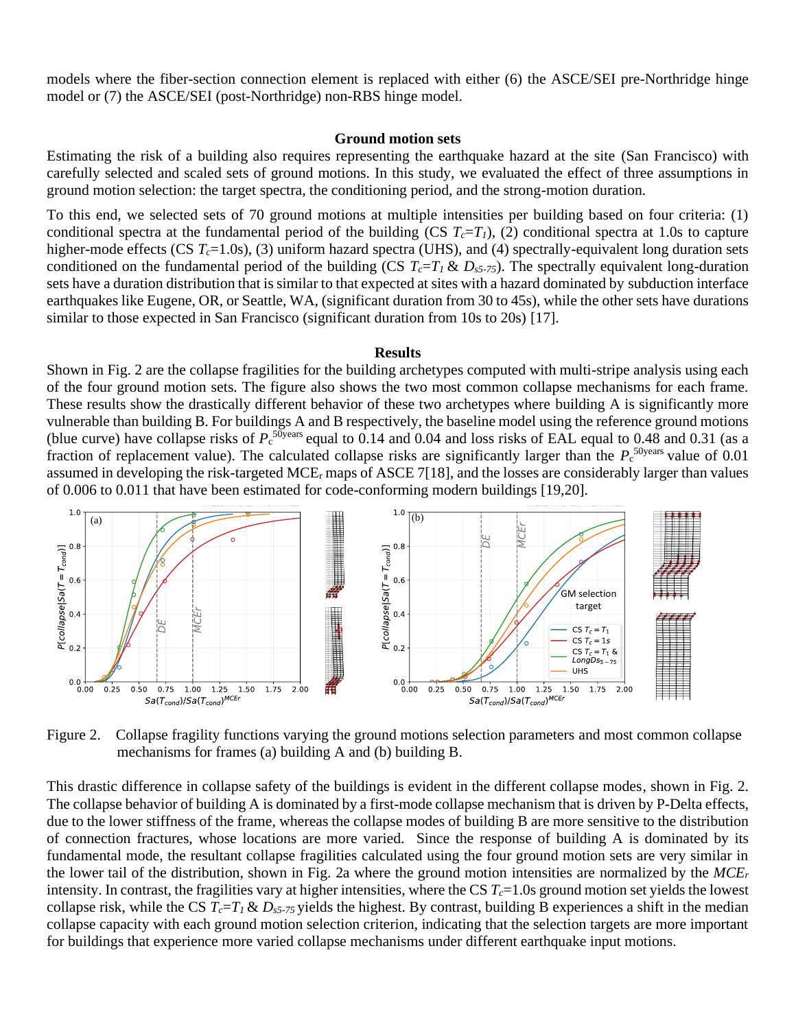models where the fiber-section connection element is replaced with either (6) the ASCE/SEI pre-Northridge hinge model or (7) the ASCE/SEI (post-Northridge) non-RBS hinge model.

## Ground motion sets

Estimating the risk of a building also requires representing the earthquake hazard at the site (San Francisco) with carefully selected and scaled sets of ground motions. In this study, we evaluated the effect of three assumptions in ground motion selection: the target spectra, the conditioning period, and the strong-motion duration.

To this end, we selected sets of 70 ground motions at multiple intensities per building based on four criteria: (1) conditional spectra at the fundamental period of the building (CS $T_c=T_1$), (2) conditional spectra at 1.0s to capture higher-mode effects (CS $T_c$=1.0s), (3) uniform hazard spectra (UHS), and (4) spectrally-equivalent long duration sets conditioned on the fundamental period of the building (CS $T_c=T_1$ & $D_{s5\text{-}75}$). The spectrally equivalent long-duration sets have a duration distribution that is similar to that expected at sites with a hazard dominated by subduction interface earthquakes like Eugene, OR, or Seattle, WA, (significant duration from 30 to 45s), while the other sets have durations similar to those expected in San Francisco (significant duration from 10s to 20s) [17].

## Results

Shown in Fig. 2 are the collapse fragilities for the building archetypes computed with multi-stripe analysis using each of the four ground motion sets. The figure also shows the two most common collapse mechanisms for each frame. These results show the drastically different behavior of these two archetypes where building A is significantly more vulnerable than building B. For buildings A and B respectively, the baseline model using the reference ground motions (blue curve) have collapse risks of $P_c^{50years}$ equal to 0.14 and 0.04 and loss risks of EAL equal to 0.48 and 0.31 (as a fraction of replacement value). The calculated collapse risks are significantly larger than the $P_c^{50years}$ value of 0.01 assumed in developing the risk-targeted MCE$_r$ maps of ASCE 7[18], and the losses are considerably larger than values of 0.006 to 0.011 that have been estimated for code-conforming modern buildings [19,20].

Figure 2. Collapse fragility functions varying the ground motions selection parameters and most common collapse mechanisms for frames (a) building A and (b) building B.

This drastic difference in collapse safety of the buildings is evident in the different collapse modes, shown in Fig. 2. The collapse behavior of building A is dominated by a first-mode collapse mechanism that is driven by P-Delta effects, due to the lower stiffness of the frame, whereas the collapse modes of building B are more sensitive to the distribution of connection fractures, whose locations are more varied. Since the response of building A is dominated by its fundamental mode, the resultant collapse fragilities calculated using the four ground motion sets are very similar in the lower tail of the distribution, shown in Fig. 2a where the ground motion intensities are normalized by the *MCE$_r$* intensity. In contrast, the fragilities vary at higher intensities, where the CS $T_c$=1.0s ground motion set yields the lowest collapse risk, while the CS $T_c=T_1$ & $D_{s5\text{-}75}$ yields the highest. By contrast, building B experiences a shift in the median collapse capacity with each ground motion selection criterion, indicating that the selection targets are more important for buildings that experience more varied collapse mechanisms under different earthquake input motions.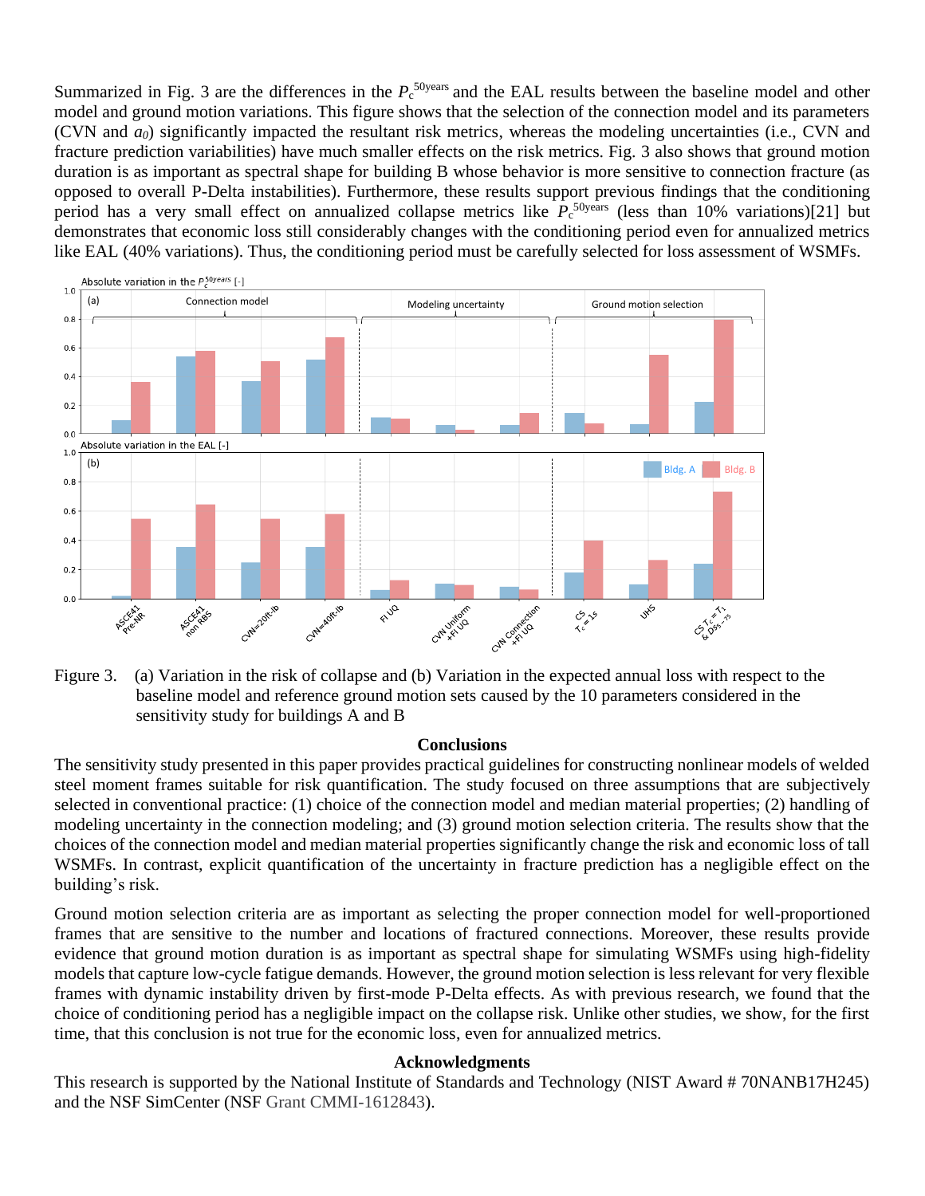Summarized in Fig. 3 are the differences in the $P_c^{50\text{years}}$ and the EAL results between the baseline model and other model and ground motion variations. This figure shows that the selection of the connection model and its parameters (CVN and $a_0$) significantly impacted the resultant risk metrics, whereas the modeling uncertainties (i.e., CVN and fracture prediction variabilities) have much smaller effects on the risk metrics. Fig. 3 also shows that ground motion duration is as important as spectral shape for building B whose behavior is more sensitive to connection fracture (as opposed to overall P-Delta instabilities). Furthermore, these results support previous findings that the conditioning period has a very small effect on annualized collapse metrics like $P_c^{50\text{years}}$ (less than 10% variations)[21] but demonstrates that economic loss still considerably changes with the conditioning period even for annualized metrics like EAL (40% variations). Thus, the conditioning period must be carefully selected for loss assessment of WSMFs.

Figure 3. (a) Variation in the risk of collapse and (b) Variation in the expected annual loss with respect to the baseline model and reference ground motion sets caused by the 10 parameters considered in the sensitivity study for buildings A and B

## Conclusions

The sensitivity study presented in this paper provides practical guidelines for constructing nonlinear models of welded steel moment frames suitable for risk quantification. The study focused on three assumptions that are subjectively selected in conventional practice: (1) choice of the connection model and median material properties; (2) handling of modeling uncertainty in the connection modeling; and (3) ground motion selection criteria. The results show that the choices of the connection model and median material properties significantly change the risk and economic loss of tall WSMFs. In contrast, explicit quantification of the uncertainty in fracture prediction has a negligible effect on the building's risk.

Ground motion selection criteria are as important as selecting the proper connection model for well-proportioned frames that are sensitive to the number and locations of fractured connections. Moreover, these results provide evidence that ground motion duration is as important as spectral shape for simulating WSMFs using high-fidelity models that capture low-cycle fatigue demands. However, the ground motion selection is less relevant for very flexible frames with dynamic instability driven by first-mode P-Delta effects. As with previous research, we found that the choice of conditioning period has a negligible impact on the collapse risk. Unlike other studies, we show, for the first time, that this conclusion is not true for the economic loss, even for annualized metrics.

## Acknowledgments

This research is supported by the National Institute of Standards and Technology (NIST Award # 70NANB17H245) and the NSF SimCenter (NSF Grant CMMI-1612843).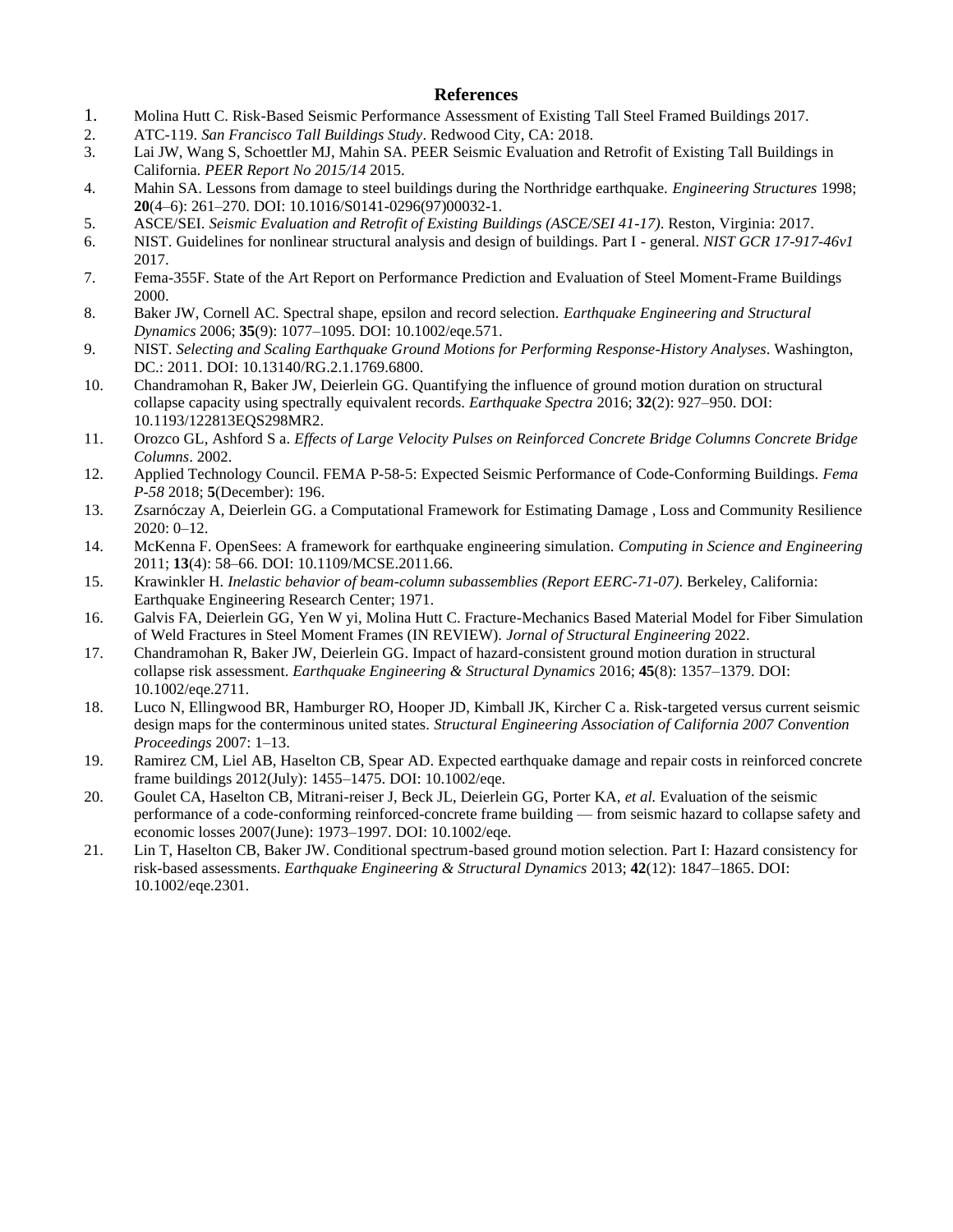## References

1. Molina Hutt C. Risk-Based Seismic Performance Assessment of Existing Tall Steel Framed Buildings 2017.
2. ATC-119. *San Francisco Tall Buildings Study*. Redwood City, CA: 2018.
3. Lai JW, Wang S, Schoettler MJ, Mahin SA. PEER Seismic Evaluation and Retrofit of Existing Tall Buildings in California. *PEER Report No 2015/14* 2015.
4. Mahin SA. Lessons from damage to steel buildings during the Northridge earthquake. *Engineering Structures* 1998; **20**(4–6): 261–270. DOI: 10.1016/S0141-0296(97)00032-1.
5. ASCE/SEI. *Seismic Evaluation and Retrofit of Existing Buildings (ASCE/SEI 41-17)*. Reston, Virginia: 2017.
6. NIST. Guidelines for nonlinear structural analysis and design of buildings. Part I - general. *NIST GCR 17-917-46v1* 2017.
7. Fema-355F. State of the Art Report on Performance Prediction and Evaluation of Steel Moment-Frame Buildings 2000.
8. Baker JW, Cornell AC. Spectral shape, epsilon and record selection. *Earthquake Engineering and Structural Dynamics* 2006; **35**(9): 1077–1095. DOI: 10.1002/eqe.571.
9. NIST. *Selecting and Scaling Earthquake Ground Motions for Performing Response-History Analyses*. Washington, DC.: 2011. DOI: 10.13140/RG.2.1.1769.6800.
10. Chandramohan R, Baker JW, Deierlein GG. Quantifying the influence of ground motion duration on structural collapse capacity using spectrally equivalent records. *Earthquake Spectra* 2016; **32**(2): 927–950. DOI: 10.1193/122813EQS298MR2.
11. Orozco GL, Ashford S a. *Effects of Large Velocity Pulses on Reinforced Concrete Bridge Columns Concrete Bridge Columns*. 2002.
12. Applied Technology Council. FEMA P-58-5: Expected Seismic Performance of Code-Conforming Buildings. *Fema P-58* 2018; **5**(December): 196.
13. Zsarnóczay A, Deierlein GG. a Computational Framework for Estimating Damage , Loss and Community Resilience 2020: 0–12.
14. McKenna F. OpenSees: A framework for earthquake engineering simulation. *Computing in Science and Engineering* 2011; **13**(4): 58–66. DOI: 10.1109/MCSE.2011.66.
15. Krawinkler H. *Inelastic behavior of beam-column subassemblies (Report EERC-71-07)*. Berkeley, California: Earthquake Engineering Research Center; 1971.
16. Galvis FA, Deierlein GG, Yen W yi, Molina Hutt C. Fracture-Mechanics Based Material Model for Fiber Simulation of Weld Fractures in Steel Moment Frames (IN REVIEW). *Jornal of Structural Engineering* 2022.
17. Chandramohan R, Baker JW, Deierlein GG. Impact of hazard-consistent ground motion duration in structural collapse risk assessment. *Earthquake Engineering & Structural Dynamics* 2016; **45**(8): 1357–1379. DOI: 10.1002/eqe.2711.
18. Luco N, Ellingwood BR, Hamburger RO, Hooper JD, Kimball JK, Kircher C a. Risk-targeted versus current seismic design maps for the conterminous united states. *Structural Engineering Association of California 2007 Convention Proceedings* 2007: 1–13.
19. Ramirez CM, Liel AB, Haselton CB, Spear AD. Expected earthquake damage and repair costs in reinforced concrete frame buildings 2012(July): 1455–1475. DOI: 10.1002/eqe.
20. Goulet CA, Haselton CB, Mitrani-reiser J, Beck JL, Deierlein GG, Porter KA, *et al.* Evaluation of the seismic performance of a code-conforming reinforced-concrete frame building — from seismic hazard to collapse safety and economic losses 2007(June): 1973–1997. DOI: 10.1002/eqe.
21. Lin T, Haselton CB, Baker JW. Conditional spectrum-based ground motion selection. Part I: Hazard consistency for risk-based assessments. *Earthquake Engineering & Structural Dynamics* 2013; **42**(12): 1847–1865. DOI: 10.1002/eqe.2301.